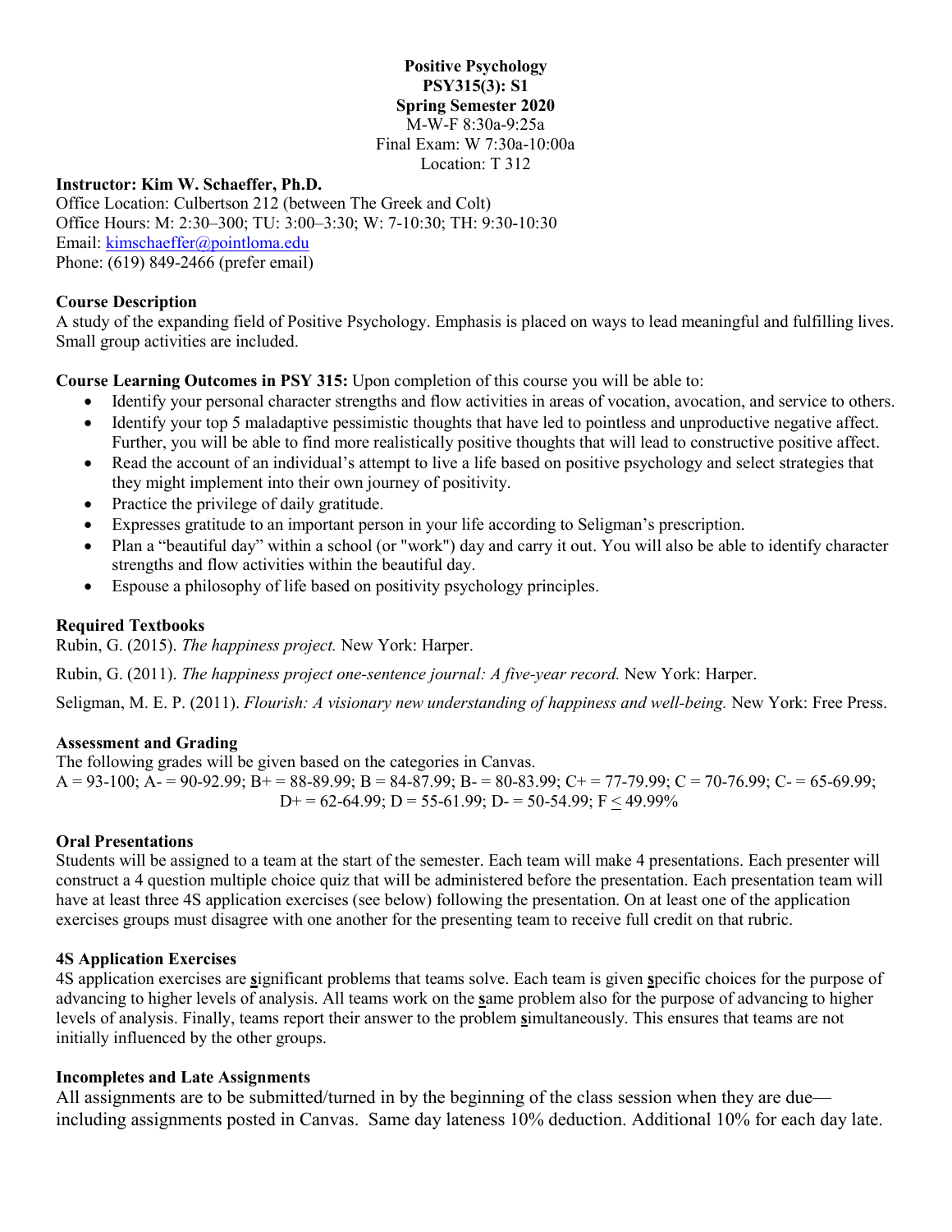**Positive Psychology**
**PSY315(3): S1**
**Spring Semester 2020**
M-W-F 8:30a-9:25a
Final Exam: W 7:30a-10:00a
Location: T 312

**Instructor: Kim W. Schaeffer, Ph.D.**
Office Location: Culbertson 212 (between The Greek and Colt)
Office Hours: M: 2:30–300; TU: 3:00–3:30; W: 7-10:30; TH: 9:30-10:30
Email: kimschaeffer@pointloma.edu
Phone: (619) 849-2466 (prefer email)

**Course Description**
A study of the expanding field of Positive Psychology. Emphasis is placed on ways to lead meaningful and fulfilling lives. Small group activities are included.

**Course Learning Outcomes in PSY 315:** Upon completion of this course you will be able to:

- Identify your personal character strengths and flow activities in areas of vocation, avocation, and service to others.
- Identify your top 5 maladaptive pessimistic thoughts that have led to pointless and unproductive negative affect. Further, you will be able to find more realistically positive thoughts that will lead to constructive positive affect.
- Read the account of an individual's attempt to live a life based on positive psychology and select strategies that they might implement into their own journey of positivity.
- Practice the privilege of daily gratitude.
- Expresses gratitude to an important person in your life according to Seligman's prescription.
- Plan a "beautiful day" within a school (or "work") day and carry it out. You will also be able to identify character strengths and flow activities within the beautiful day.
- Espouse a philosophy of life based on positivity psychology principles.

**Required Textbooks**
Rubin, G. (2015). *The happiness project.* New York: Harper.

Rubin, G. (2011). *The happiness project one-sentence journal: A five-year record.* New York: Harper.

Seligman, M. E. P. (2011). *Flourish: A visionary new understanding of happiness and well-being.* New York: Free Press.

**Assessment and Grading**
The following grades will be given based on the categories in Canvas.
A = 93-100; A- = 90-92.99; B+ = 88-89.99; B = 84-87.99; B- = 80-83.99; C+ = 77-79.99; C = 70-76.99; C- = 65-69.99; D+ = 62-64.99; D = 55-61.99; D- = 50-54.99; F ≤ 49.99%

**Oral Presentations**
Students will be assigned to a team at the start of the semester. Each team will make 4 presentations. Each presenter will construct a 4 question multiple choice quiz that will be administered before the presentation. Each presentation team will have at least three 4S application exercises (see below) following the presentation. On at least one of the application exercises groups must disagree with one another for the presenting team to receive full credit on that rubric.

**4S Application Exercises**
4S application exercises are **s**ignificant problems that teams solve. Each team is given **s**pecific choices for the purpose of advancing to higher levels of analysis. All teams work on the **s**ame problem also for the purpose of advancing to higher levels of analysis. Finally, teams report their answer to the problem **s**imultaneously. This ensures that teams are not initially influenced by the other groups.

**Incompletes and Late Assignments**
All assignments are to be submitted/turned in by the beginning of the class session when they are due—including assignments posted in Canvas. Same day lateness 10% deduction. Additional 10% for each day late.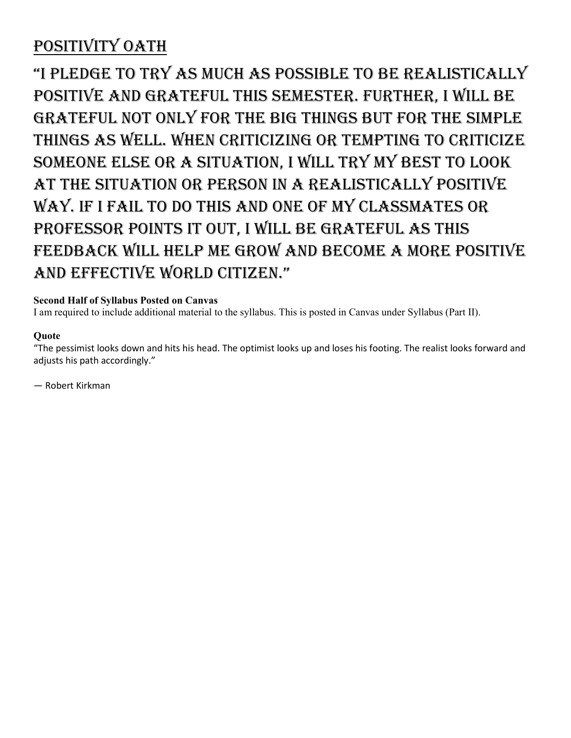## Positivity Oath

"I pledge to try as much as possible to be realistically positive and grateful this semester. Further, I will be grateful not only for the big things but for the simple things as well. When criticizing or tempting to criticize someone else or a situation, I will try my best to look at the situation or person in a realistically positive way. If I fail to do this and one of my classmates or professor points it out, I will be grateful as this feedback will help me grow and become a more positive and effective world citizen."

**Second Half of Syllabus Posted on Canvas**

I am required to include additional material to the syllabus. This is posted in Canvas under Syllabus (Part II).

**Quote**

"The pessimist looks down and hits his head. The optimist looks up and loses his footing. The realist looks forward and adjusts his path accordingly."

― Robert Kirkman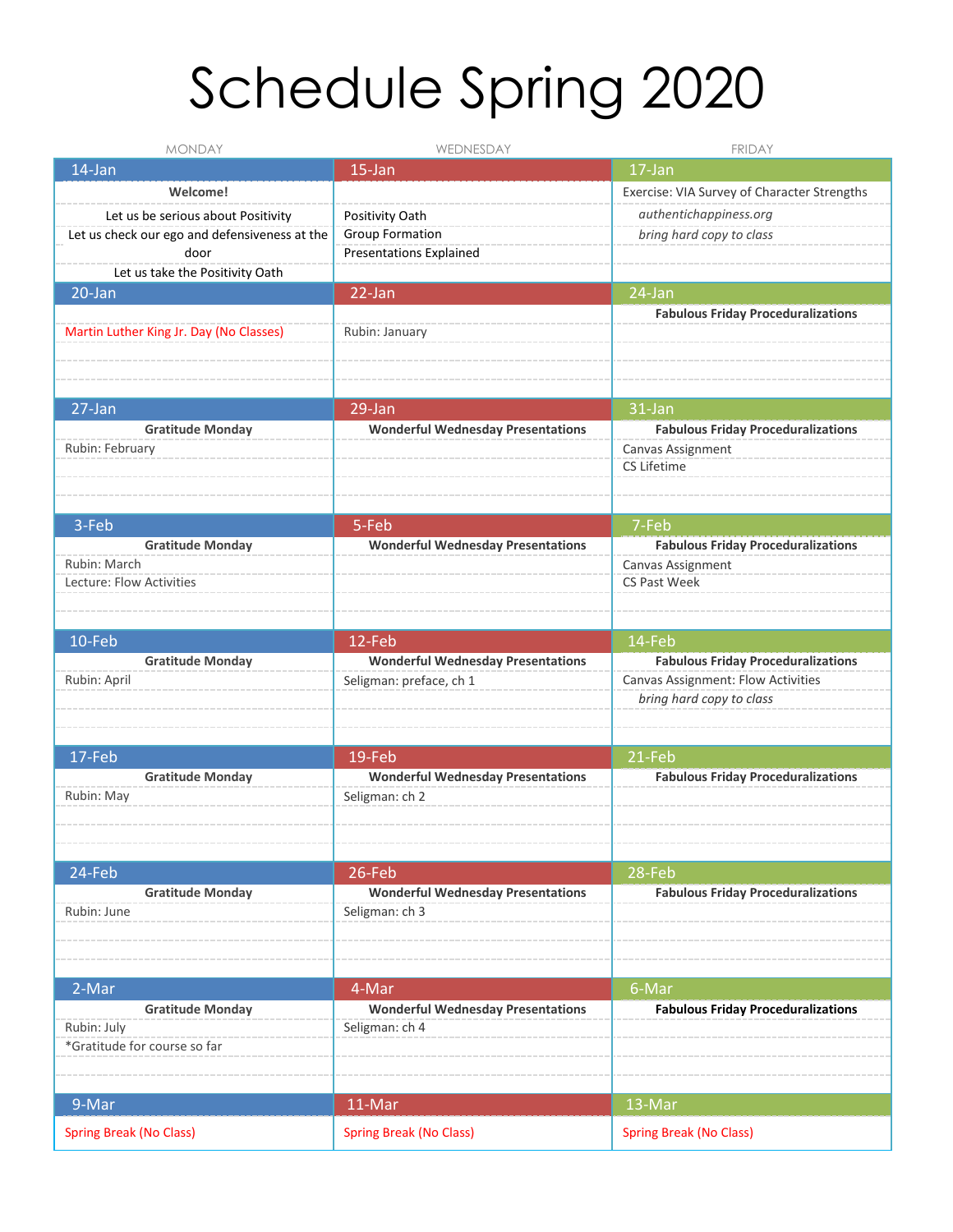# Schedule Spring 2020

| MONDAY | WEDNESDAY | FRIDAY |
|---|---|---|
| **14-Jan** | **15-Jan** | **17-Jan** |
| **Welcome!** | | Exercise: VIA Survey of Character Strengths |
| Let us be serious about Positivity | Positivity Oath | *authentichappiness.org* |
| Let us check our ego and defensiveness at the door | Group Formation | *bring hard copy to class* |
| Let us take the Positivity Oath | Presentations Explained | |
| **20-Jan** | **22-Jan** | **24-Jan** |
| | | **Fabulous Friday Proceduralizations** |
| Martin Luther King Jr. Day (No Classes) | Rubin: January | |
| **27-Jan** | **29-Jan** | **31-Jan** |
| **Gratitude Monday** | **Wonderful Wednesday Presentations** | **Fabulous Friday Proceduralizations** |
| Rubin: February | | Canvas Assignment |
| | | CS Lifetime |
| **3-Feb** | **5-Feb** | **7-Feb** |
| **Gratitude Monday** | **Wonderful Wednesday Presentations** | **Fabulous Friday Proceduralizations** |
| Rubin: March | | Canvas Assignment |
| Lecture: Flow Activities | | CS Past Week |
| **10-Feb** | **12-Feb** | **14-Feb** |
| **Gratitude Monday** | **Wonderful Wednesday Presentations** | **Fabulous Friday Proceduralizations** |
| Rubin: April | Seligman: preface, ch 1 | Canvas Assignment: Flow Activities |
| | | *bring hard copy to class* |
| **17-Feb** | **19-Feb** | **21-Feb** |
| **Gratitude Monday** | **Wonderful Wednesday Presentations** | **Fabulous Friday Proceduralizations** |
| Rubin: May | Seligman: ch 2 | |
| **24-Feb** | **26-Feb** | **28-Feb** |
| **Gratitude Monday** | **Wonderful Wednesday Presentations** | **Fabulous Friday Proceduralizations** |
| Rubin: June | Seligman: ch 3 | |
| **2-Mar** | **4-Mar** | **6-Mar** |
| **Gratitude Monday** | **Wonderful Wednesday Presentations** | **Fabulous Friday Proceduralizations** |
| Rubin: July | Seligman: ch 4 | |
| *Gratitude for course so far | | |
| **9-Mar** | **11-Mar** | **13-Mar** |
| Spring Break (No Class) | Spring Break (No Class) | Spring Break (No Class) |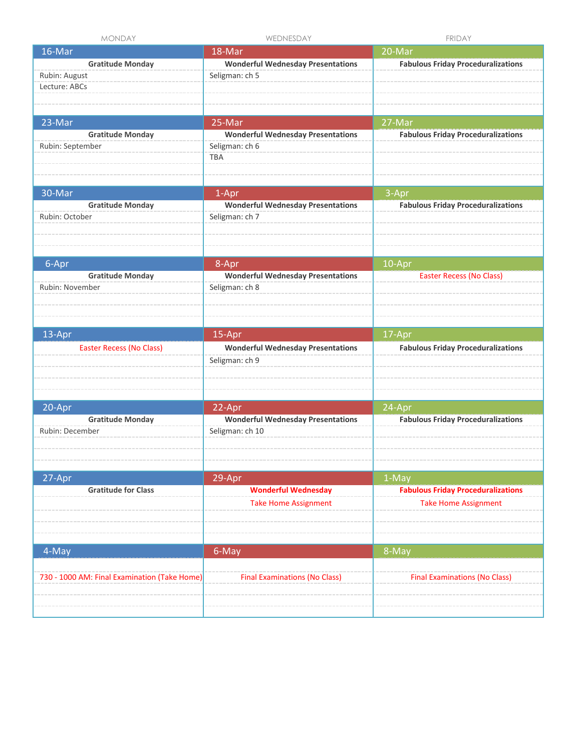| MONDAY | WEDNESDAY | FRIDAY |
|---|---|---|
| **16-Mar** | **18-Mar** | **20-Mar** |
| **Gratitude Monday** | **Wonderful Wednesday Presentations** | **Fabulous Friday Proceduralizations** |
| Rubin: August | Seligman: ch 5 | |
| Lecture: ABCs | | |
| **23-Mar** | **25-Mar** | **27-Mar** |
| **Gratitude Monday** | **Wonderful Wednesday Presentations** | **Fabulous Friday Proceduralizations** |
| Rubin: September | Seligman: ch 6 | |
| | TBA | |
| **30-Mar** | **1-Apr** | **3-Apr** |
| **Gratitude Monday** | **Wonderful Wednesday Presentations** | **Fabulous Friday Proceduralizations** |
| Rubin: October | Seligman: ch 7 | |
| **6-Apr** | **8-Apr** | **10-Apr** |
| **Gratitude Monday** | **Wonderful Wednesday Presentations** | Easter Recess (No Class) |
| Rubin: November | Seligman: ch 8 | |
| **13-Apr** | **15-Apr** | **17-Apr** |
| Easter Recess (No Class) | **Wonderful Wednesday Presentations** | **Fabulous Friday Proceduralizations** |
| | Seligman: ch 9 | |
| **20-Apr** | **22-Apr** | **24-Apr** |
| **Gratitude Monday** | **Wonderful Wednesday Presentations** | **Fabulous Friday Proceduralizations** |
| Rubin: December | Seligman: ch 10 | |
| **27-Apr** | **29-Apr** | **1-May** |
| **Gratitude for Class** | **Wonderful Wednesday** | **Fabulous Friday Proceduralizations** |
| | Take Home Assignment | Take Home Assignment |
| **4-May** | **6-May** | **8-May** |
| 730 - 1000 AM: Final Examination (Take Home) | Final Examinations (No Class) | Final Examinations (No Class) |